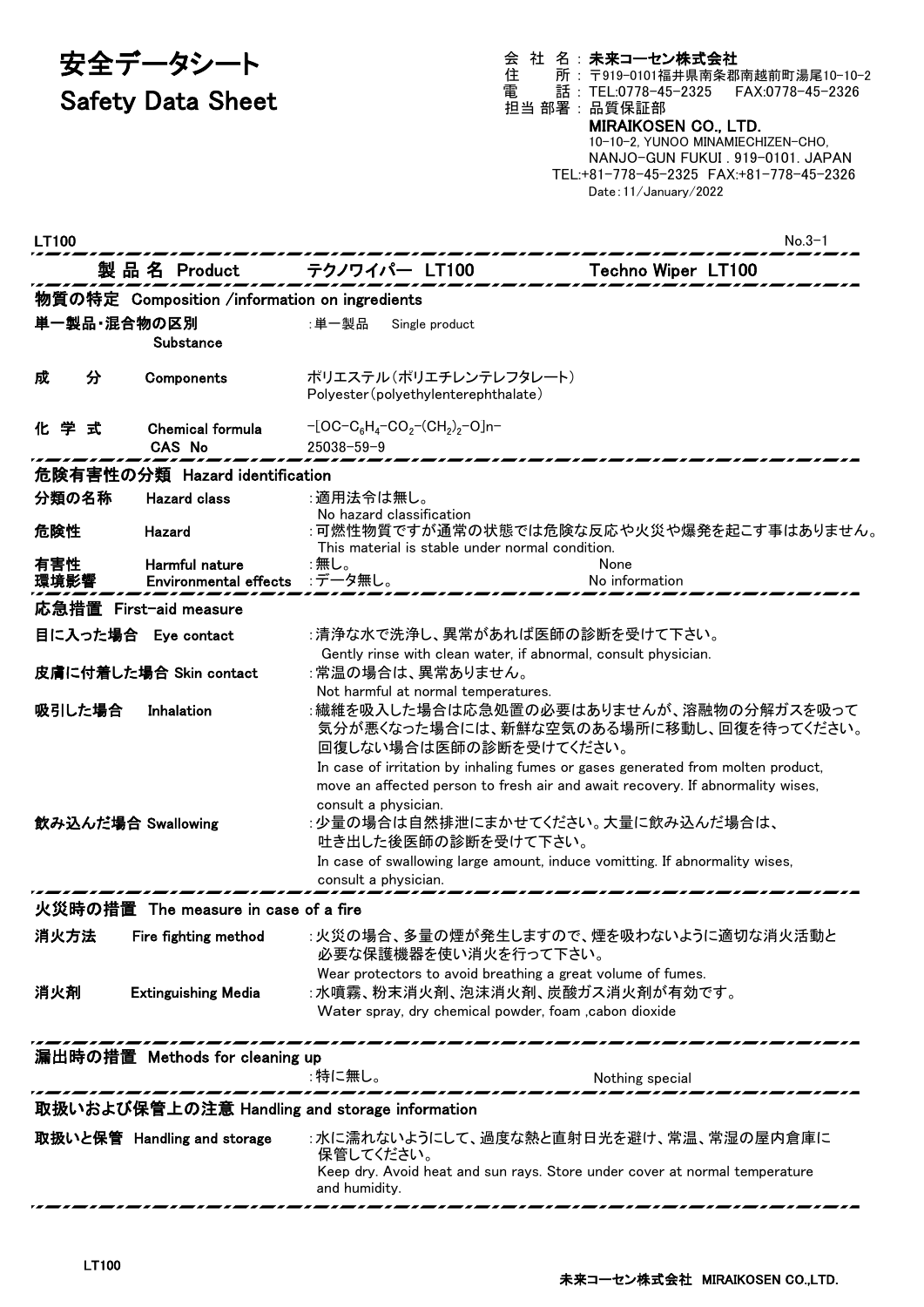# 安全データシート
# Safety Data Sheet

会 社 名 : **未来コーセン株式会社**
住 所 : 〒919-0101福井県南条郡南越前町湯尾10-10-2
電 話 : TEL:0778-45-2325 FAX:0778-45-2326
担当 部署 : 品質保証部

**MIRAIKOSEN CO., LTD.**
10-10-2, YUNOO MINAMIECHIZEN-CHO,
NANJO-GUN FUKUI . 919-0101. JAPAN
TEL:+81-778-45-2325 FAX:+81-778-45-2326
Date : 11/January/2022

LT100 No.3-1

## 製品名 Product テクノワイパー LT100 Techno Wiper LT100

### 物質の特定 Composition /information on ingredients

**単一製品・混合物の区別** Substance : 単一製品 Single product

**成 分** Components : ポリエステル(ポリエチレンテレフタレート)
Polyester(polyethylenterephthalate)

**化 学 式** Chemical formula : $-[OC-C_6H_4-CO_2-(CH_2)_2-O]n-$
CAS No 25038-59-9

### 危険有害性の分類 Hazard identification

**分類の名称** Hazard class : 適用法令は無し。
No hazard classification

**危険性** Hazard : 可燃性物質ですが通常の状態では危険な反応や火災や爆発を起こす事はありません。
This material is stable under normal condition.

**有害性** Harmful nature : 無し。 None

**環境影響** Environmental effects : データ無し。 No information

### 応急措置 First-aid measure

**目に入った場合** Eye contact : 清浄な水で洗浄し、異常があれば医師の診断を受けて下さい。
Gently rinse with clean water, if abnormal, consult physician.

**皮膚に付着した場合** Skin contact : 常温の場合は、異常ありません。
Not harmful at normal temperatures.

**吸引した場合** Inhalation : 繊維を吸入した場合は応急処置の必要はありませんが、溶融物の分解ガスを吸って気分が悪くなった場合には、新鮮な空気のある場所に移動し、回復を待ってください。回復しない場合は医師の診断を受けてください。
In case of irritation by inhaling fumes or gases generated from molten product, move an affected person to fresh air and await recovery. If abnormality wises, consult a physician.

**飲み込んだ場合** Swallowing : 少量の場合は自然排泄にまかせてください。大量に飲み込んだ場合は、吐き出した後医師の診断を受けて下さい。
In case of swallowing large amount, induce vomitting. If abnormality wises, consult a physician.

### 火災時の措置 The measure in case of a fire

**消火方法** Fire fighting method : 火災の場合、多量の煙が発生しますので、煙を吸わないように適切な消火活動と必要な保護機器を使い消火を行って下さい。
Wear protectors to avoid breathing a great volume of fumes.

**消火剤** Extinguishing Media : 水噴霧、粉末消火剤、泡沫消火剤、炭酸ガス消火剤が有効です。
Water spray, dry chemical powder, foam ,cabon dioxide

### 漏出時の措置 Methods for cleaning up

: 特に無し。 Nothing special

### 取扱いおよび保管上の注意 Handling and storage information

**取扱いと保管** Handling and storage : 水に濡れないようにして、過度な熱と直射日光を避け、常温、常湿の屋内倉庫に保管してください。
Keep dry. Avoid heat and sun rays. Store under cover at normal temperature and humidity.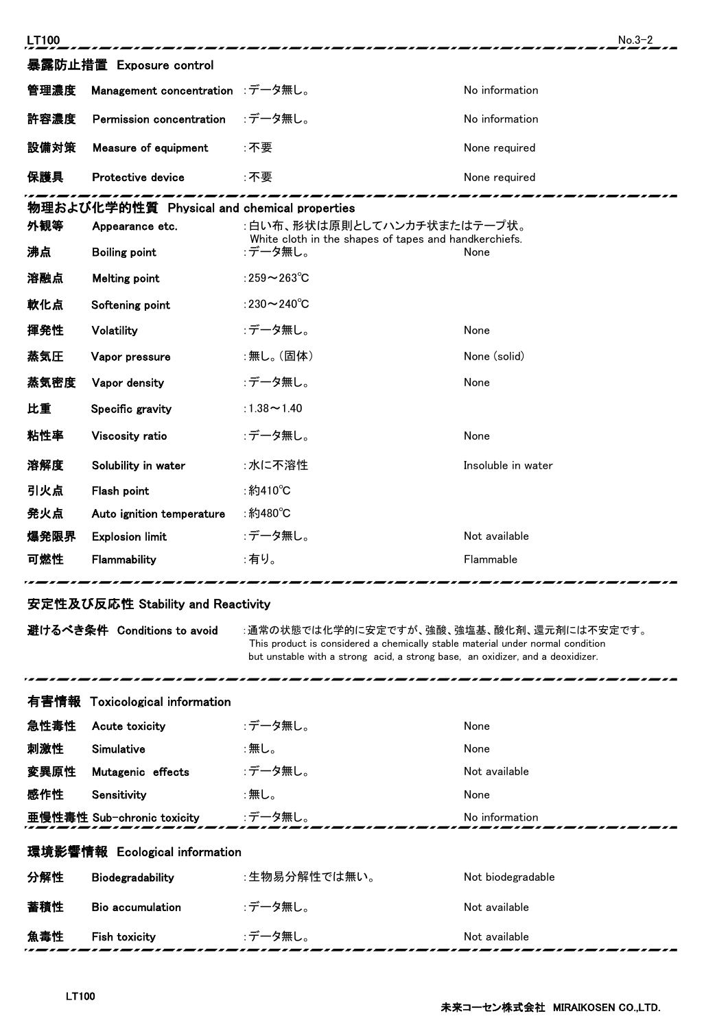## 暴露防止措置 Exposure control

| | | | |
|---|---|---|---|
| 管理濃度 | Management concentration | :データ無し。 | No information |
| 許容濃度 | Permission concentration | :データ無し。 | No information |
| 設備対策 | Measure of equipment | :不要 | None required |
| 保護具 | Protective device | :不要 | None required |

## 物理および化学的性質 Physical and chemical properties

| | | | |
|---|---|---|---|
| 外観等 | Appearance etc. | :白い布、形状は原則としてハンカチ状またはテープ状。 White cloth in the shapes of tapes and handkerchiefs. | |
| 沸点 | Boiling point | :データ無し。 | None |
| 溶融点 | Melting point | :259～263℃ | |
| 軟化点 | Softening point | :230～240℃ | |
| 揮発性 | Volatility | :データ無し。 | None |
| 蒸気圧 | Vapor pressure | :無し。(固体) | None (solid) |
| 蒸気密度 | Vapor density | :データ無し。 | None |
| 比重 | Specific gravity | :1.38～1.40 | |
| 粘性率 | Viscosity ratio | :データ無し。 | None |
| 溶解度 | Solubility in water | :水に不溶性 | Insoluble in water |
| 引火点 | Flash point | :約410℃ | |
| 発火点 | Auto ignition temperature | :約480℃ | |
| 爆発限界 | Explosion limit | :データ無し。 | Not available |
| 可燃性 | Flammability | :有り。 | Flammable |

## 安定性及び反応性 Stability and Reactivity

**避けるべき条件 Conditions to avoid** :通常の状態では化学的に安定ですが、強酸、強塩基、酸化剤、還元剤には不安定です。
This product is considered a chemically stable material under normal condition but unstable with a strong acid, a strong base, an oxidizer, and a deoxidizer.

## 有害情報 Toxicological information

| | | | |
|---|---|---|---|
| 急性毒性 | Acute toxicity | :データ無し。 | None |
| 刺激性 | Simulative | :無し。 | None |
| 変異原性 | Mutagenic effects | :データ無し。 | Not available |
| 感作性 | Sensitivity | :無し。 | None |
| 亜慢性毒性 | Sub-chronic toxicity | :データ無し。 | No information |

## 環境影響情報 Ecological information

| | | | |
|---|---|---|---|
| 分解性 | Biodegradability | :生物易分解性では無い。 | Not biodegradable |
| 蓄積性 | Bio accumulation | :データ無し。 | Not available |
| 魚毒性 | Fish toxicity | :データ無し。 | Not available |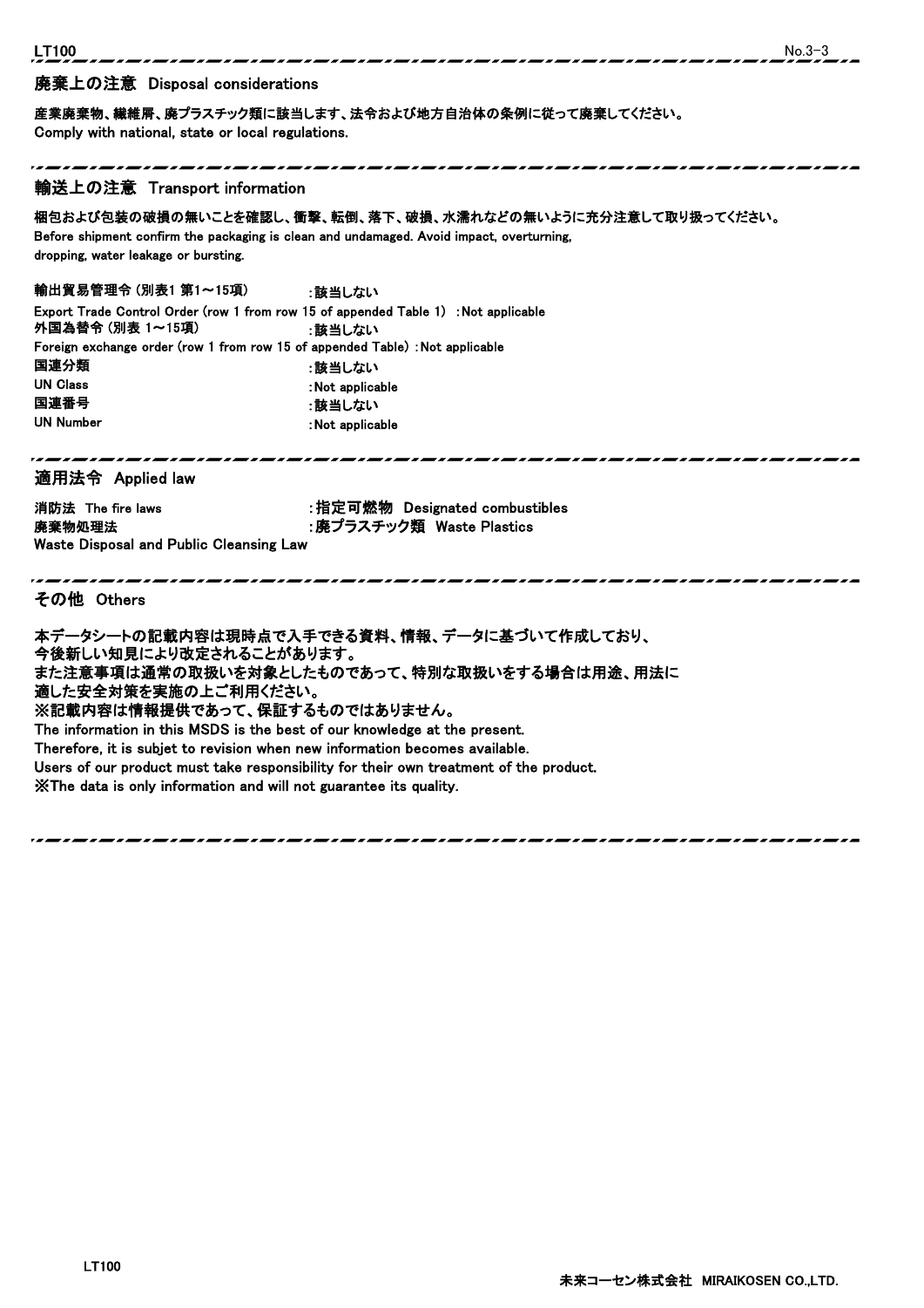## 廃棄上の注意 Disposal considerations

産業廃棄物、繊維屑、廃プラスチック類に該当します、法令および地方自治体の条例に従って廃棄してください。
Comply with national, state or local regulations.

## 輸送上の注意 Transport information

梱包および包装の破損の無いことを確認し、衝撃、転倒、落下、破損、水濡れなどの無いように充分注意して取り扱ってください。
Before shipment confirm the packaging is clean and undamaged. Avoid impact, overturning, dropping, water leakage or bursting.

輸出貿易管理令 (別表1 第1～15項) :該当しない
Export Trade Control Order (row 1 from row 15 of appended Table 1) :Not applicable
外国為替令 (別表 1～15項) :該当しない
Foreign exchange order (row 1 from row 15 of appended Table) :Not applicable
国連分類 :該当しない
UN Class :Not applicable
国連番号 :該当しない
UN Number :Not applicable

## 適用法令 Applied law

消防法 The fire laws :指定可燃物 Designated combustibles
廃棄物処理法 :廃プラスチック類 Waste Plastics
Waste Disposal and Public Cleansing Law

## その他 Others

本データシートの記載内容は現時点で入手できる資料、情報、データに基づいて作成しており、
今後新しい知見により改定されることがあります。
また注意事項は通常の取扱いを対象としたものであって、特別な取扱いをする場合は用途、用法に
適した安全対策を実施の上ご利用ください。
※記載内容は情報提供であって、保証するものではありません。
The information in this MSDS is the best of our knowledge at the present.
Therefore, it is subjet to revision when new information becomes available.
Users of our product must take responsibility for their own treatment of the product.
※The data is only information and will not guarantee its quality.

LT100

未来コーセン株式会社 MIRAIKOSEN CO.,LTD.